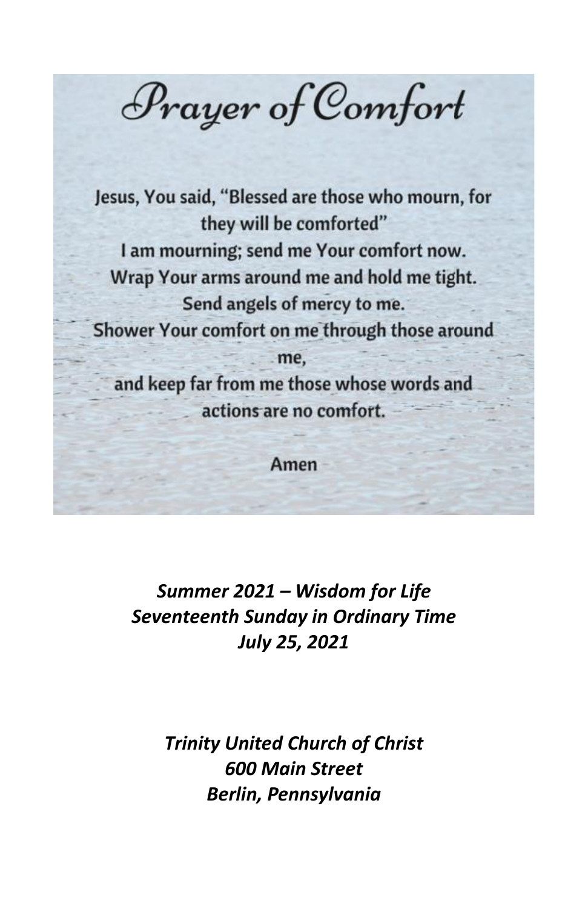# Prayer of Comfort

Jesus, You said, "Blessed are those who mourn, for they will be comforted"
I am mourning; send me Your comfort now.
Wrap Your arms around me and hold me tight.
Send angels of mercy to me.
Shower Your comfort on me through those around me,
and keep far from me those whose words and actions are no comfort.

Amen

***Summer 2021 – Wisdom for Life***
***Seventeenth Sunday in Ordinary Time***
***July 25, 2021***

***Trinity United Church of Christ***
***600 Main Street***
***Berlin, Pennsylvania***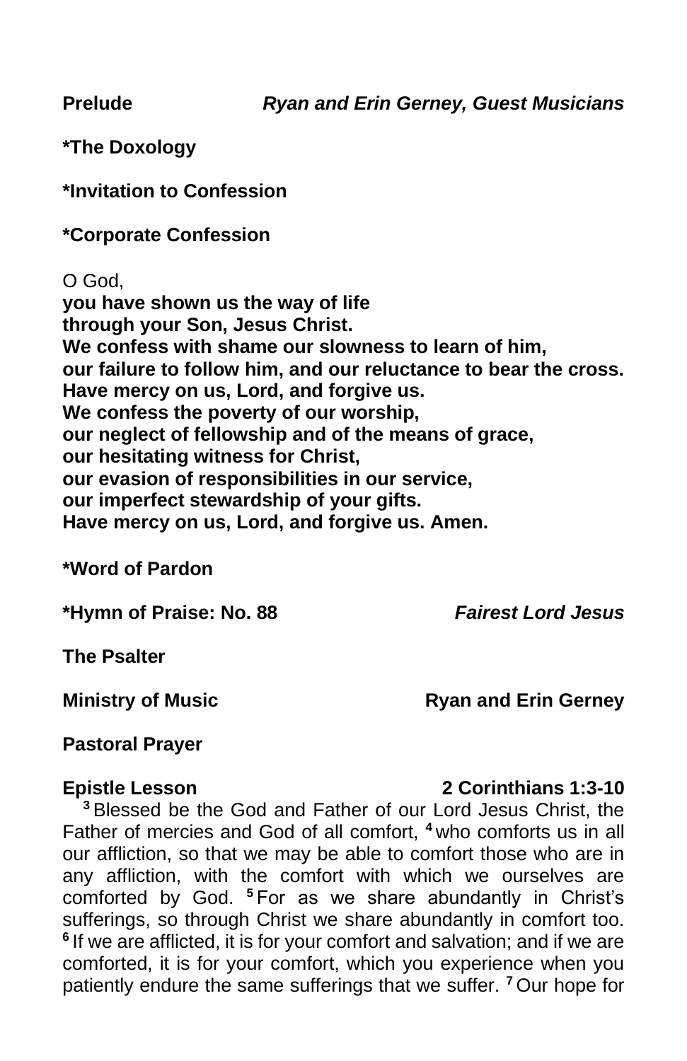**Prelude** ***Ryan and Erin Gerney, Guest Musicians***

**\*The Doxology**

**\*Invitation to Confession**

**\*Corporate Confession**

O God,
**you have shown us the way of life**
**through your Son, Jesus Christ.**
**We confess with shame our slowness to learn of him,**
**our failure to follow him, and our reluctance to bear the cross.**
**Have mercy on us, Lord, and forgive us.**
**We confess the poverty of our worship,**
**our neglect of fellowship and of the means of grace,**
**our hesitating witness for Christ,**
**our evasion of responsibilities in our service,**
**our imperfect stewardship of your gifts.**
**Have mercy on us, Lord, and forgive us. Amen.**

**\*Word of Pardon**

**\*Hymn of Praise: No. 88** ***Fairest Lord Jesus***

**The Psalter**

**Ministry of Music** **Ryan and Erin Gerney**

**Pastoral Prayer**

**Epistle Lesson** **2 Corinthians 1:3-10**

**3** Blessed be the God and Father of our Lord Jesus Christ, the Father of mercies and God of all comfort, **4** who comforts us in all our affliction, so that we may be able to comfort those who are in any affliction, with the comfort with which we ourselves are comforted by God. **5** For as we share abundantly in Christ's sufferings, so through Christ we share abundantly in comfort too. **6** If we are afflicted, it is for your comfort and salvation; and if we are comforted, it is for your comfort, which you experience when you patiently endure the same sufferings that we suffer. **7** Our hope for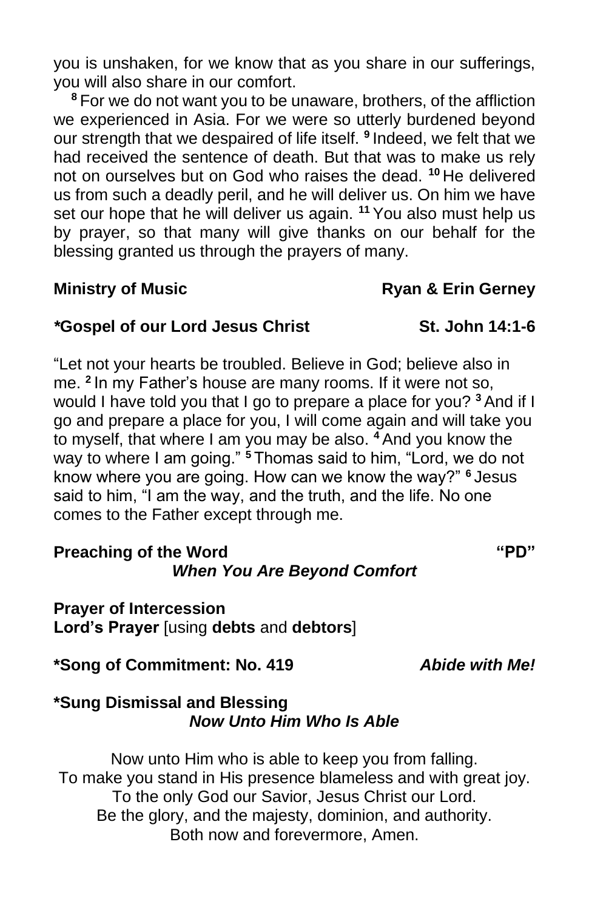you is unshaken, for we know that as you share in our sufferings, you will also share in our comfort.

[8] For we do not want you to be unaware, brothers, of the affliction we experienced in Asia. For we were so utterly burdened beyond our strength that we despaired of life itself. [9] Indeed, we felt that we had received the sentence of death. But that was to make us rely not on ourselves but on God who raises the dead. [10] He delivered us from such a deadly peril, and he will deliver us. On him we have set our hope that he will deliver us again. [11] You also must help us by prayer, so that many will give thanks on our behalf for the blessing granted us through the prayers of many.

**Ministry of Music** **Ryan & Erin Gerney**

**\*Gospel of our Lord Jesus Christ** **St. John 14:1-6**

"Let not your hearts be troubled. Believe in God; believe also in me. [2] In my Father's house are many rooms. If it were not so, would I have told you that I go to prepare a place for you? [3] And if I go and prepare a place for you, I will come again and will take you to myself, that where I am you may be also. [4] And you know the way to where I am going." [5] Thomas said to him, "Lord, we do not know where you are going. How can we know the way?" [6] Jesus said to him, "I am the way, and the truth, and the life. No one comes to the Father except through me.

**Preaching of the Word** **"PD"**
***When You Are Beyond Comfort***

**Prayer of Intercession**
**Lord's Prayer** [using **debts** and **debtors**]

**\*Song of Commitment: No. 419** ***Abide with Me!***

**\*Sung Dismissal and Blessing**
***Now Unto Him Who Is Able***

Now unto Him who is able to keep you from falling.
To make you stand in His presence blameless and with great joy.
To the only God our Savior, Jesus Christ our Lord.
Be the glory, and the majesty, dominion, and authority.
Both now and forevermore, Amen.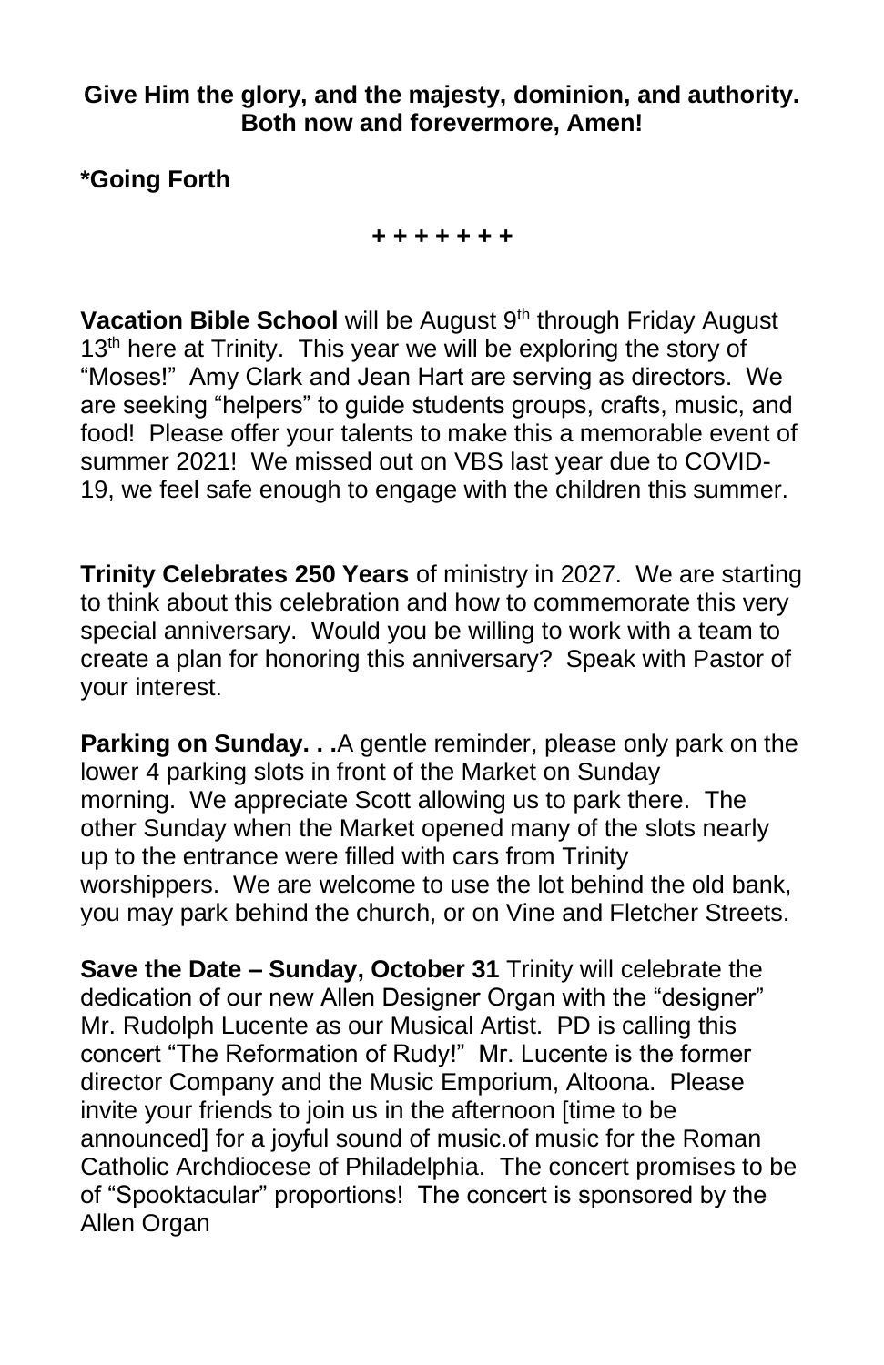**Give Him the glory, and the majesty, dominion, and authority. Both now and forevermore, Amen!**

**\*Going Forth**

**+ + + + + + +**

**Vacation Bible School** will be August 9th through Friday August 13th here at Trinity. This year we will be exploring the story of "Moses!" Amy Clark and Jean Hart are serving as directors. We are seeking "helpers" to guide students groups, crafts, music, and food! Please offer your talents to make this a memorable event of summer 2021! We missed out on VBS last year due to COVID-19, we feel safe enough to engage with the children this summer.

**Trinity Celebrates 250 Years** of ministry in 2027. We are starting to think about this celebration and how to commemorate this very special anniversary. Would you be willing to work with a team to create a plan for honoring this anniversary? Speak with Pastor of your interest.

**Parking on Sunday. . .**A gentle reminder, please only park on the lower 4 parking slots in front of the Market on Sunday morning. We appreciate Scott allowing us to park there. The other Sunday when the Market opened many of the slots nearly up to the entrance were filled with cars from Trinity worshippers. We are welcome to use the lot behind the old bank, you may park behind the church, or on Vine and Fletcher Streets.

**Save the Date – Sunday, October 31** Trinity will celebrate the dedication of our new Allen Designer Organ with the "designer" Mr. Rudolph Lucente as our Musical Artist. PD is calling this concert "The Reformation of Rudy!" Mr. Lucente is the former director Company and the Music Emporium, Altoona. Please invite your friends to join us in the afternoon [time to be announced] for a joyful sound of music.of music for the Roman Catholic Archdiocese of Philadelphia. The concert promises to be of "Spooktacular" proportions! The concert is sponsored by the Allen Organ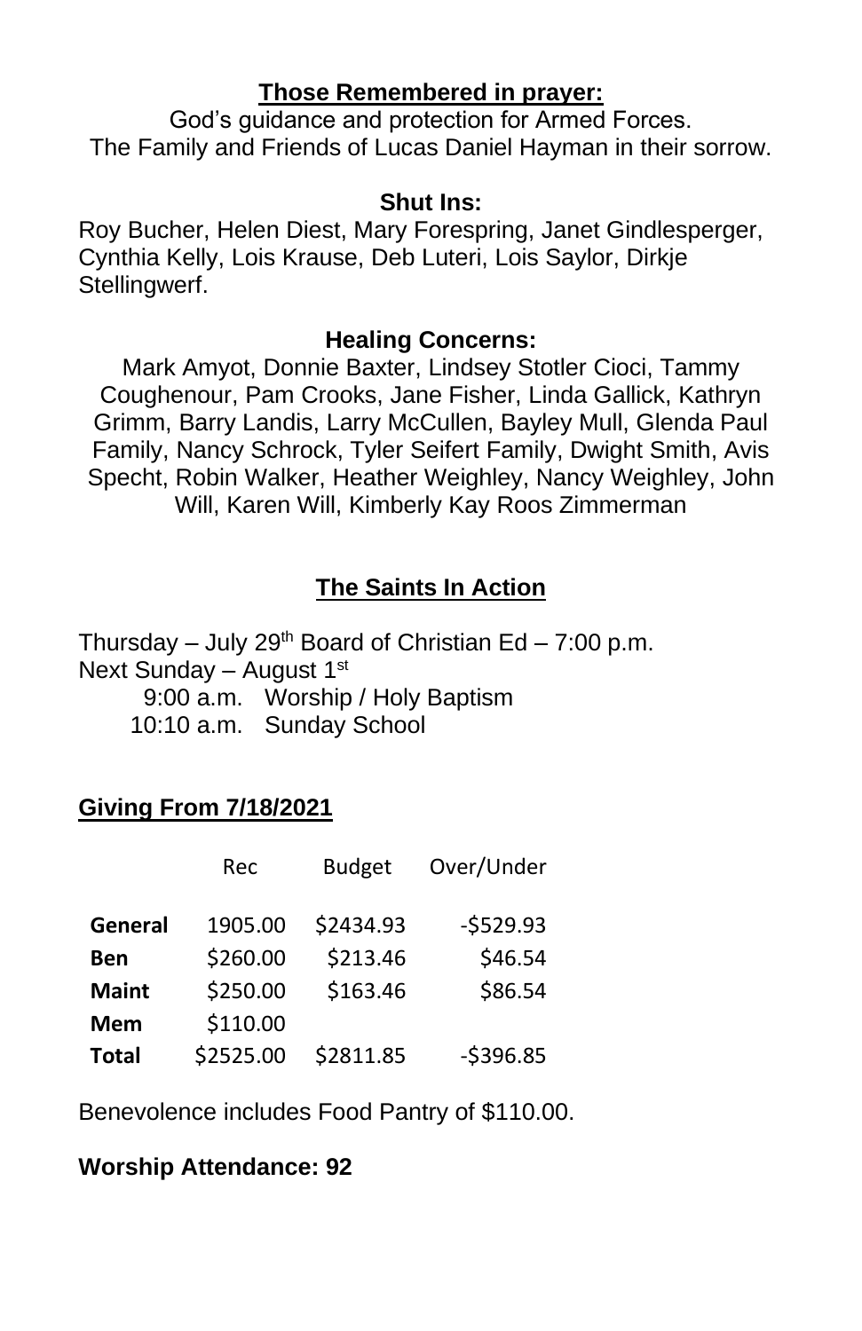**Those Remembered in prayer:**

God's guidance and protection for Armed Forces.
The Family and Friends of Lucas Daniel Hayman in their sorrow.

**Shut Ins:**

Roy Bucher, Helen Diest, Mary Forespring, Janet Gindlesperger, Cynthia Kelly, Lois Krause, Deb Luteri, Lois Saylor, Dirkje Stellingwerf.

**Healing Concerns:**

Mark Amyot, Donnie Baxter, Lindsey Stotler Cioci, Tammy Coughenour, Pam Crooks, Jane Fisher, Linda Gallick, Kathryn Grimm, Barry Landis, Larry McCullen, Bayley Mull, Glenda Paul Family, Nancy Schrock, Tyler Seifert Family, Dwight Smith, Avis Specht, Robin Walker, Heather Weighley, Nancy Weighley, John Will, Karen Will, Kimberly Kay Roos Zimmerman

**The Saints In Action**

Thursday – July 29th Board of Christian Ed – 7:00 p.m.
Next Sunday – August 1st
 9:00 a.m. Worship / Holy Baptism
 10:10 a.m. Sunday School

**Giving From 7/18/2021**

| | Rec | Budget | Over/Under |
|---|---|---|---|
| **General** | 1905.00 | $2434.93 | -$529.93 |
| **Ben** | $260.00 | $213.46 | $46.54 |
| **Maint** | $250.00 | $163.46 | $86.54 |
| **Mem** | $110.00 | | |
| **Total** | $2525.00 | $2811.85 | -$396.85 |

Benevolence includes Food Pantry of $110.00.

**Worship Attendance: 92**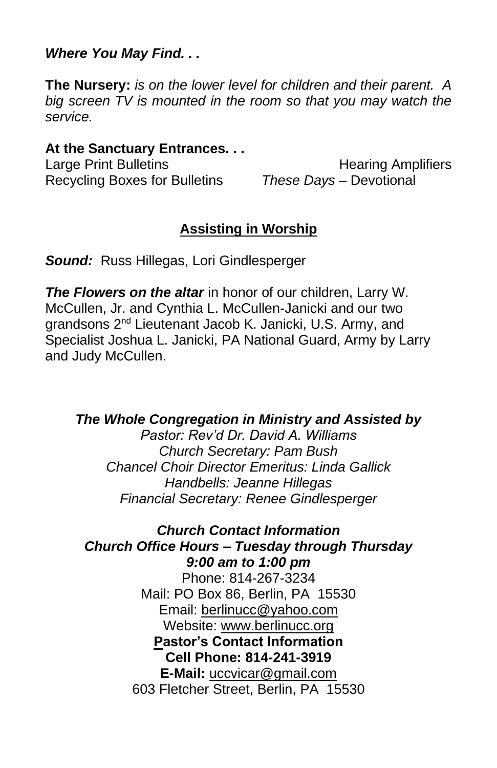***Where You May Find. . .***

**The Nursery:** *is on the lower level for children and their parent. A big screen TV is mounted in the room so that you may watch the service.*

**At the Sanctuary Entrances. . .**

Large Print Bulletins
Hearing Amplifiers
Recycling Boxes for Bulletins
*These Days* – Devotional

## Assisting in Worship

***Sound:*** Russ Hillegas, Lori Gindlesperger

***The Flowers on the altar*** in honor of our children, Larry W. McCullen, Jr. and Cynthia L. McCullen-Janicki and our two grandsons 2nd Lieutenant Jacob K. Janicki, U.S. Army, and Specialist Joshua L. Janicki, PA National Guard, Army by Larry and Judy McCullen.

***The Whole Congregation in Ministry and Assisted by***
*Pastor: Rev'd Dr. David A. Williams*
*Church Secretary: Pam Bush*
*Chancel Choir Director Emeritus: Linda Gallick*
*Handbells: Jeanne Hillegas*
*Financial Secretary: Renee Gindlesperger*

***Church Contact Information***
***Church Office Hours – Tuesday through Thursday***
***9:00 am to 1:00 pm***
Phone: 814-267-3234
Mail: PO Box 86, Berlin, PA 15530
Email: berlinucc@yahoo.com
Website: www.berlinucc.org
**Pastor's Contact Information**
**Cell Phone: 814-241-3919**
**E-Mail:** uccvicar@gmail.com
603 Fletcher Street, Berlin, PA 15530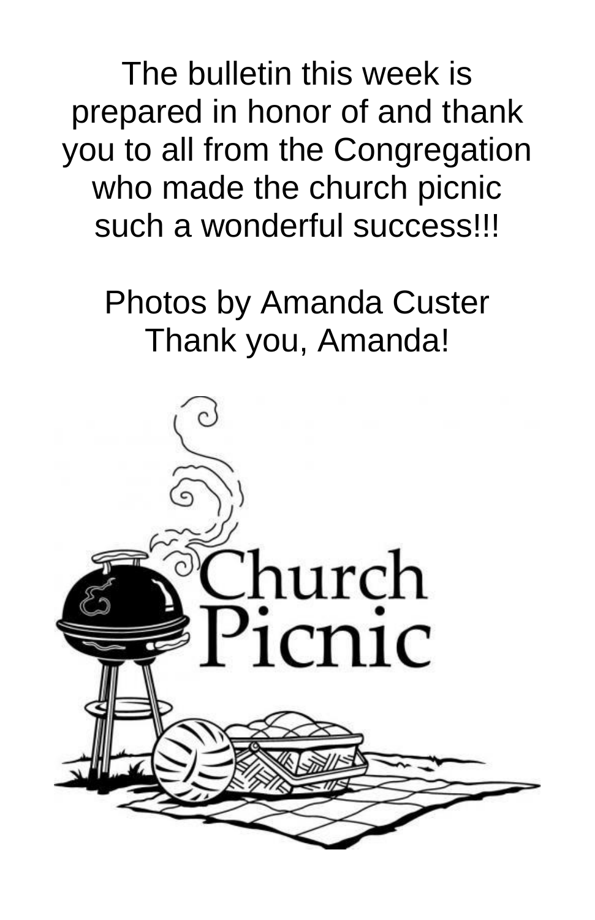The bulletin this week is prepared in honor of and thank you to all from the Congregation who made the church picnic such a wonderful success!!!

Photos by Amanda Custer
Thank you, Amanda!

Church Picnic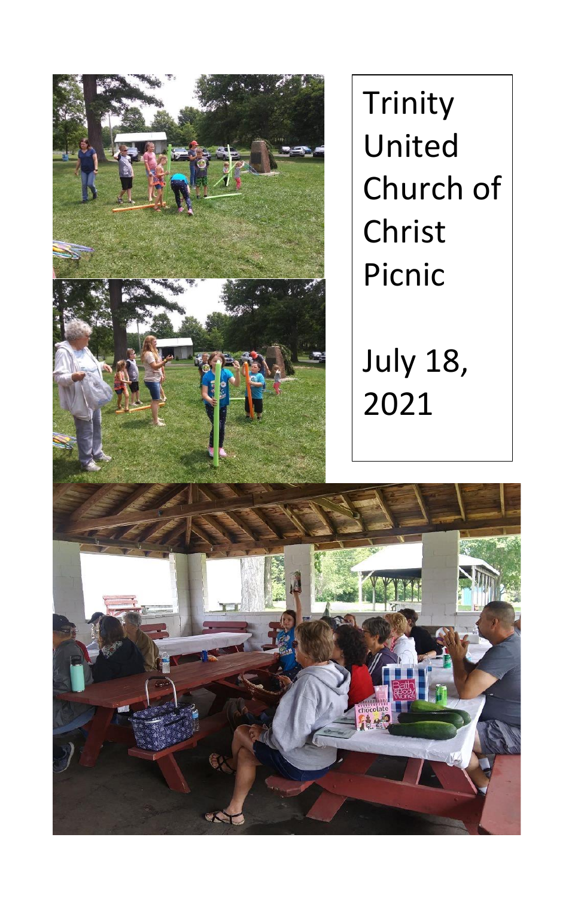Trinity United Church of Christ Picnic

July 18, 2021